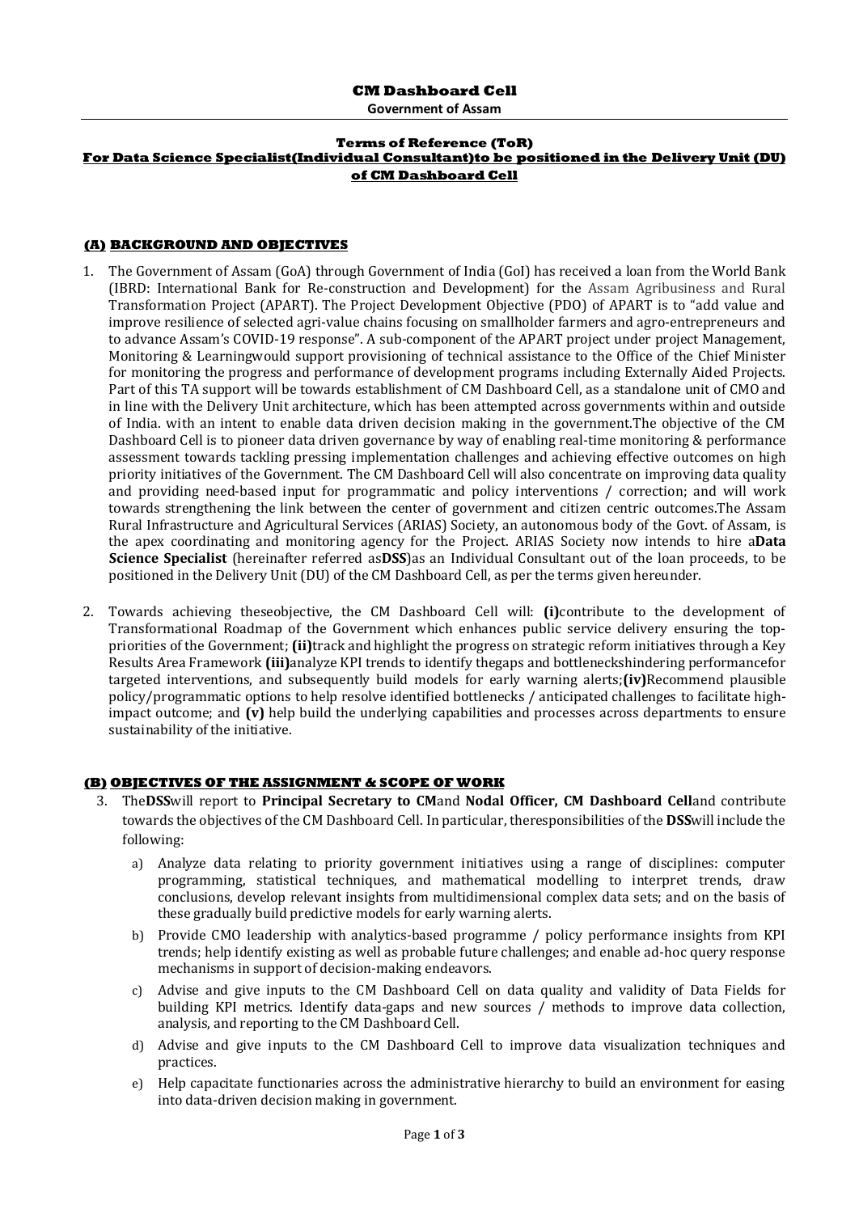**CM Dashboard Cell**

**Government of Assam**

**Terms of Reference (ToR)**

**For Data Science Specialist(Individual Consultant)to be positioned in the Delivery Unit (DU) of CM Dashboard Cell**

## (A) BACKGROUND AND OBJECTIVES

1. The Government of Assam (GoA) through Government of India (GoI) has received a loan from the World Bank (IBRD: International Bank for Re-construction and Development) for the Assam Agribusiness and Rural Transformation Project (APART). The Project Development Objective (PDO) of APART is to "add value and improve resilience of selected agri-value chains focusing on smallholder farmers and agro-entrepreneurs and to advance Assam's COVID-19 response". A sub-component of the APART project under project Management, Monitoring & Learningwould support provisioning of technical assistance to the Office of the Chief Minister for monitoring the progress and performance of development programs including Externally Aided Projects. Part of this TA support will be towards establishment of CM Dashboard Cell, as a standalone unit of CMO and in line with the Delivery Unit architecture, which has been attempted across governments within and outside of India. with an intent to enable data driven decision making in the government.The objective of the CM Dashboard Cell is to pioneer data driven governance by way of enabling real-time monitoring & performance assessment towards tackling pressing implementation challenges and achieving effective outcomes on high priority initiatives of the Government. The CM Dashboard Cell will also concentrate on improving data quality and providing need-based input for programmatic and policy interventions / correction; and will work towards strengthening the link between the center of government and citizen centric outcomes.The Assam Rural Infrastructure and Agricultural Services (ARIAS) Society, an autonomous body of the Govt. of Assam, is the apex coordinating and monitoring agency for the Project. ARIAS Society now intends to hire a**Data Science Specialist** (hereinafter referred as**DSS**)as an Individual Consultant out of the loan proceeds, to be positioned in the Delivery Unit (DU) of the CM Dashboard Cell, as per the terms given hereunder.

2. Towards achieving theseobjective, the CM Dashboard Cell will: **(i)**contribute to the development of Transformational Roadmap of the Government which enhances public service delivery ensuring the top-priorities of the Government; **(ii)**track and highlight the progress on strategic reform initiatives through a Key Results Area Framework **(iii)**analyze KPI trends to identify thegaps and bottleneckshindering performancefor targeted interventions, and subsequently build models for early warning alerts;**(iv)**Recommend plausible policy/programmatic options to help resolve identified bottlenecks / anticipated challenges to facilitate high-impact outcome; and **(v)** help build the underlying capabilities and processes across departments to ensure sustainability of the initiative.

## (B) OBJECTIVES OF THE ASSIGNMENT & SCOPE OF WORK

3. The**DSS**will report to **Principal Secretary to CM**and **Nodal Officer, CM Dashboard Cell**and contribute towards the objectives of the CM Dashboard Cell. In particular, theresponsibilities of the **DSS**will include the following:

   a) Analyze data relating to priority government initiatives using a range of disciplines: computer programming, statistical techniques, and mathematical modelling to interpret trends, draw conclusions, develop relevant insights from multidimensional complex data sets; and on the basis of these gradually build predictive models for early warning alerts.

   b) Provide CMO leadership with analytics-based programme / policy performance insights from KPI trends; help identify existing as well as probable future challenges; and enable ad-hoc query response mechanisms in support of decision-making endeavors.

   c) Advise and give inputs to the CM Dashboard Cell on data quality and validity of Data Fields for building KPI metrics. Identify data-gaps and new sources / methods to improve data collection, analysis, and reporting to the CM Dashboard Cell.

   d) Advise and give inputs to the CM Dashboard Cell to improve data visualization techniques and practices.

   e) Help capacitate functionaries across the administrative hierarchy to build an environment for easing into data-driven decision making in government.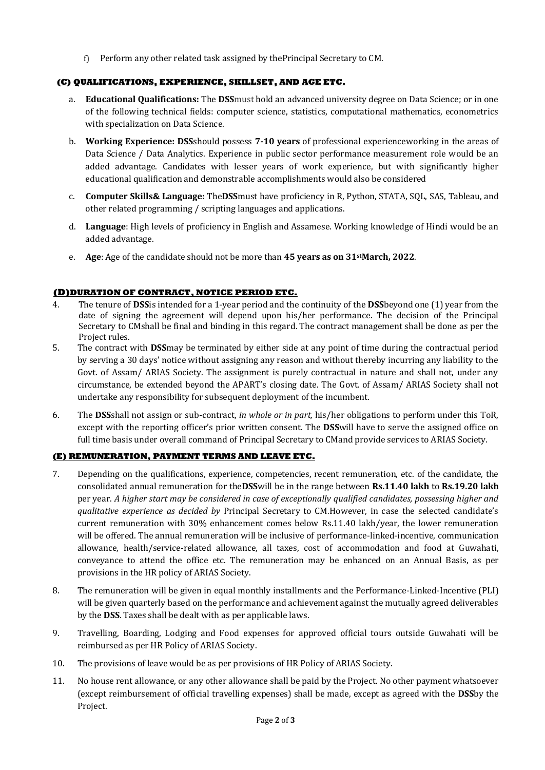f) Perform any other related task assigned by thePrincipal Secretary to CM.

### (C) QUALIFICATIONS, EXPERIENCE, SKILLSET, AND AGE ETC.

a. **Educational Qualifications:** The **DSS**must hold an advanced university degree on Data Science; or in one of the following technical fields: computer science, statistics, computational mathematics, econometrics with specialization on Data Science.

b. **Working Experience: DSS**should possess **7-10 years** of professional experienceworking in the areas of Data Science / Data Analytics. Experience in public sector performance measurement role would be an added advantage. Candidates with lesser years of work experience, but with significantly higher educational qualification and demonstrable accomplishments would also be considered

c. **Computer Skills& Language:** The**DSS**must have proficiency in R, Python, STATA, SQL, SAS, Tableau, and other related programming / scripting languages and applications.

d. **Language**: High levels of proficiency in English and Assamese. Working knowledge of Hindi would be an added advantage.

e. **Age**: Age of the candidate should not be more than **45 years as on 31stMarch, 2022**.

### (D)DURATION OF CONTRACT, NOTICE PERIOD ETC.

4. The tenure of **DSS**is intended for a 1-year period and the continuity of the **DSS**beyond one (1) year from the date of signing the agreement will depend upon his/her performance. The decision of the Principal Secretary to CMshall be final and binding in this regard. The contract management shall be done as per the Project rules.

5. The contract with **DSS**may be terminated by either side at any point of time during the contractual period by serving a 30 days' notice without assigning any reason and without thereby incurring any liability to the Govt. of Assam/ ARIAS Society. The assignment is purely contractual in nature and shall not, under any circumstance, be extended beyond the APART's closing date. The Govt. of Assam/ ARIAS Society shall not undertake any responsibility for subsequent deployment of the incumbent.

6. The **DSS**shall not assign or sub-contract, *in whole or in part,* his/her obligations to perform under this ToR, except with the reporting officer's prior written consent. The **DSS**will have to serve the assigned office on full time basis under overall command of Principal Secretary to CMand provide services to ARIAS Society.

### (E) REMUNERATION, PAYMENT TERMS AND LEAVE ETC.

7. Depending on the qualifications, experience, competencies, recent remuneration, etc. of the candidate, the consolidated annual remuneration for the**DSS**will be in the range between **Rs.11.40 lakh** to **Rs.19.20 lakh** per year. *A higher start may be considered in case of exceptionally qualified candidates, possessing higher and qualitative experience as decided by* Principal Secretary to CM.However, in case the selected candidate's current remuneration with 30% enhancement comes below Rs.11.40 lakh/year, the lower remuneration will be offered. The annual remuneration will be inclusive of performance-linked-incentive, communication allowance, health/service-related allowance, all taxes, cost of accommodation and food at Guwahati, conveyance to attend the office etc. The remuneration may be enhanced on an Annual Basis, as per provisions in the HR policy of ARIAS Society.

8. The remuneration will be given in equal monthly installments and the Performance-Linked-Incentive (PLI) will be given quarterly based on the performance and achievement against the mutually agreed deliverables by the **DSS**. Taxes shall be dealt with as per applicable laws.

9. Travelling, Boarding, Lodging and Food expenses for approved official tours outside Guwahati will be reimbursed as per HR Policy of ARIAS Society.

10. The provisions of leave would be as per provisions of HR Policy of ARIAS Society.

11. No house rent allowance, or any other allowance shall be paid by the Project. No other payment whatsoever (except reimbursement of official travelling expenses) shall be made, except as agreed with the **DSS**by the Project.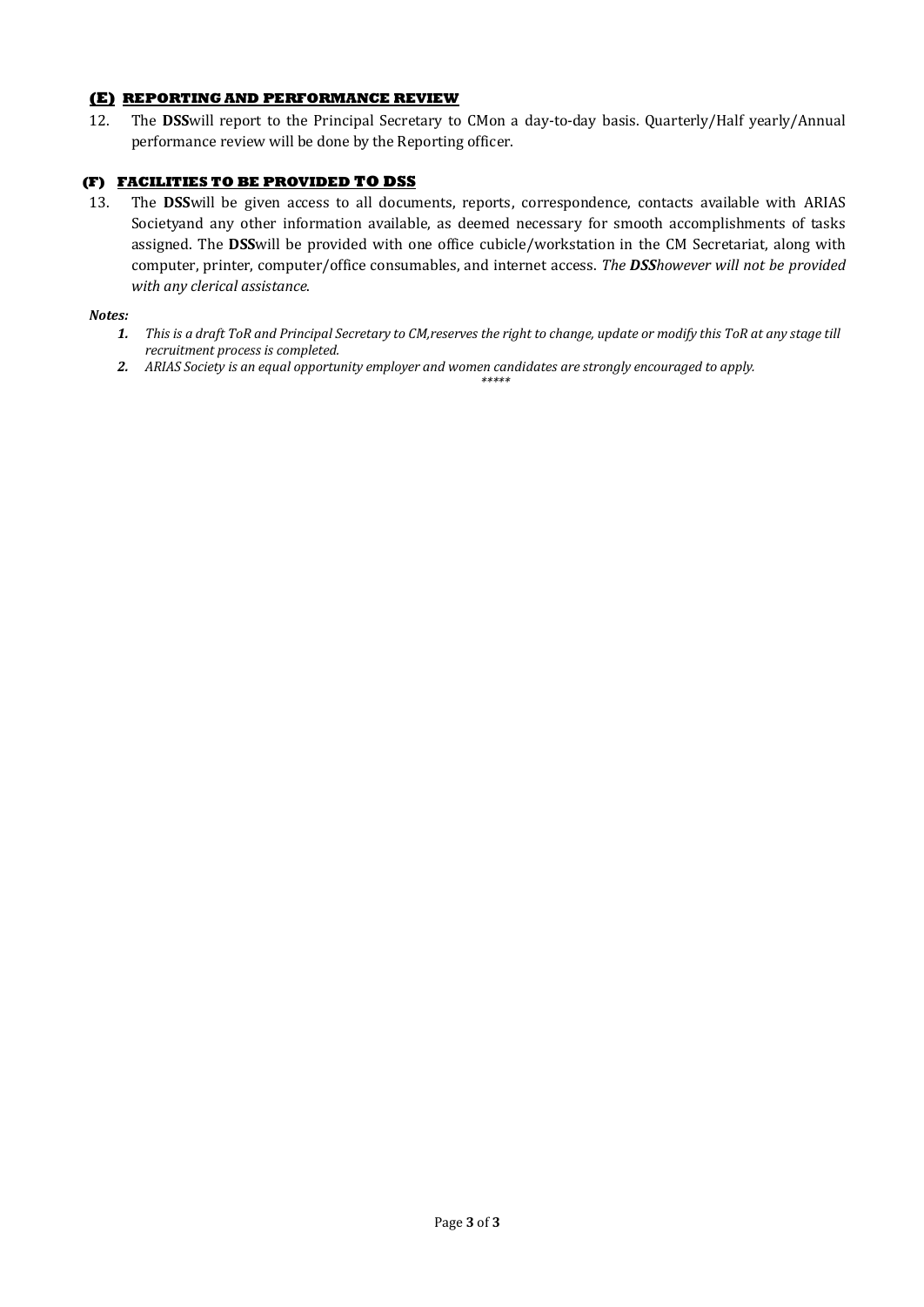### (E) REPORTING AND PERFORMANCE REVIEW

12. The **DSS**will report to the Principal Secretary to CMon a day-to-day basis. Quarterly/Half yearly/Annual performance review will be done by the Reporting officer.

### (F) FACILITIES TO BE PROVIDED TO DSS

13. The **DSS**will be given access to all documents, reports, correspondence, contacts available with ARIAS Societyand any other information available, as deemed necessary for smooth accomplishments of tasks assigned. The **DSS**will be provided with one office cubicle/workstation in the CM Secretariat, along with computer, printer, computer/office consumables, and internet access. *The **DSS**however will not be provided with any clerical assistance*.

***Notes:***

1. *This is a draft ToR and Principal Secretary to CM,reserves the right to change, update or modify this ToR at any stage till recruitment process is completed.*
2. *ARIAS Society is an equal opportunity employer and women candidates are strongly encouraged to apply.*

\*\*\*\*\*